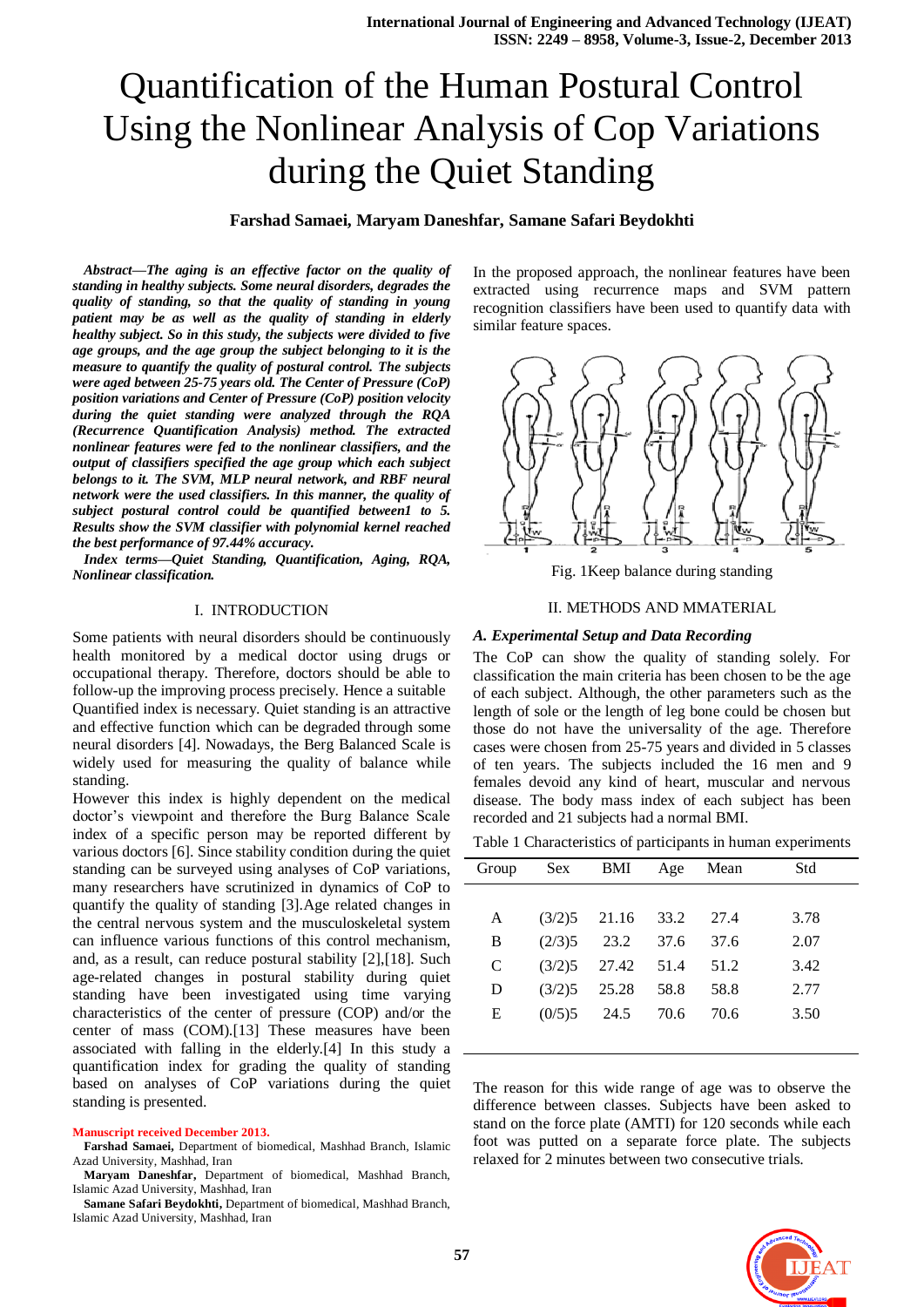# Quantification of the Human Postural Control Using the Nonlinear Analysis of Cop Variations during the Quiet Standing

**Farshad Samaei, Maryam Daneshfar, Samane Safari Beydokhti**

***Abstract—The aging is an effective factor on the quality of standing in healthy subjects. Some neural disorders, degrades the quality of standing, so that the quality of standing in young patient may be as well as the quality of standing in elderly healthy subject. So in this study, the subjects were divided to five age groups, and the age group the subject belonging to it is the measure to quantify the quality of postural control. The subjects were aged between 25-75 years old. The Center of Pressure (CoP) position variations and Center of Pressure (CoP) position velocity during the quiet standing were analyzed through the RQA (Recurrence Quantification Analysis) method. The extracted nonlinear features were fed to the nonlinear classifiers, and the output of classifiers specified the age group which each subject belongs to it. The SVM, MLP neural network, and RBF neural network were the used classifiers. In this manner, the quality of subject postural control could be quantified between1 to 5. Results show the SVM classifier with polynomial kernel reached the best performance of 97.44% accuracy.***

***Index terms—Quiet Standing, Quantification, Aging, RQA, Nonlinear classification.***

## I. INTRODUCTION

Some patients with neural disorders should be continuously health monitored by a medical doctor using drugs or occupational therapy. Therefore, doctors should be able to follow-up the improving process precisely. Hence a suitable Quantified index is necessary. Quiet standing is an attractive and effective function which can be degraded through some neural disorders [4]. Nowadays, the Berg Balanced Scale is widely used for measuring the quality of balance while standing.

However this index is highly dependent on the medical doctor's viewpoint and therefore the Burg Balance Scale index of a specific person may be reported different by various doctors [6]. Since stability condition during the quiet standing can be surveyed using analyses of CoP variations, many researchers have scrutinized in dynamics of CoP to quantify the quality of standing [3].Age related changes in the central nervous system and the musculoskeletal system can influence various functions of this control mechanism, and, as a result, can reduce postural stability [2],[18]. Such age-related changes in postural stability during quiet standing have been investigated using time varying characteristics of the center of pressure (COP) and/or the center of mass (COM).[13] These measures have been associated with falling in the elderly.[4] In this study a quantification index for grading the quality of standing based on analyses of CoP variations during the quiet standing is presented.

**Manuscript received December 2013.**

**Farshad Samaei,** Department of biomedical, Mashhad Branch, Islamic Azad University, Mashhad, Iran

**Maryam Daneshfar,** Department of biomedical, Mashhad Branch, Islamic Azad University, Mashhad, Iran

**Samane Safari Beydokhti,** Department of biomedical, Mashhad Branch, Islamic Azad University, Mashhad, Iran

In the proposed approach, the nonlinear features have been extracted using recurrence maps and SVM pattern recognition classifiers have been used to quantify data with similar feature spaces.

Fig. 1Keep balance during standing

## II. METHODS AND MMATERIAL

### *A. Experimental Setup and Data Recording*

The CoP can show the quality of standing solely. For classification the main criteria has been chosen to be the age of each subject. Although, the other parameters such as the length of sole or the length of leg bone could be chosen but those do not have the universality of the age. Therefore cases were chosen from 25-75 years and divided in 5 classes of ten years. The subjects included the 16 men and 9 females devoid any kind of heart, muscular and nervous disease. The body mass index of each subject has been recorded and 21 subjects had a normal BMI.

Table 1 Characteristics of participants in human experiments

| Group | Sex | BMI | Age | Mean | Std |
|---|---|---|---|---|---|
| A | (3/2)5 | 21.16 | 33.2 | 27.4 | 3.78 |
| B | (2/3)5 | 23.2 | 37.6 | 37.6 | 2.07 |
| C | (3/2)5 | 27.42 | 51.4 | 51.2 | 3.42 |
| D | (3/2)5 | 25.28 | 58.8 | 58.8 | 2.77 |
| E | (0/5)5 | 24.5 | 70.6 | 70.6 | 3.50 |

The reason for this wide range of age was to observe the difference between classes. Subjects have been asked to stand on the force plate (AMTI) for 120 seconds while each foot was putted on a separate force plate. The subjects relaxed for 2 minutes between two consecutive trials.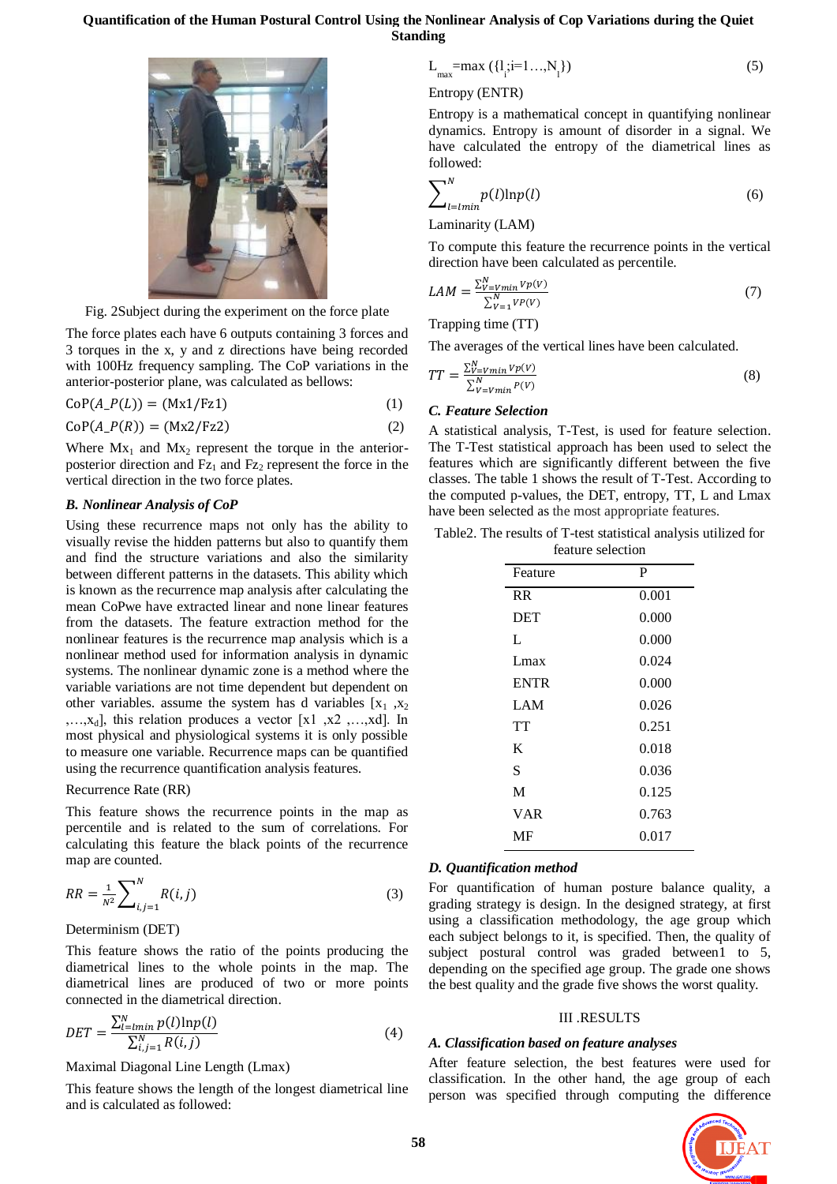Fig. 2Subject during the experiment on the force plate

The force plates each have 6 outputs containing 3 forces and 3 torques in the x, y and z directions have being recorded with 100Hz frequency sampling. The CoP variations in the anterior-posterior plane, was calculated as bellows:

$$\mathrm{CoP}(A\_P(L)) = (\mathrm{Mx1}/\mathrm{Fz1}) \quad (1)$$

$$\mathrm{CoP}(A\_P(R)) = (\mathrm{Mx2}/\mathrm{Fz2}) \quad (2)$$

Where $Mx_1$ and $Mx_2$ represent the torque in the anterior-posterior direction and $Fz_1$ and $Fz_2$ represent the force in the vertical direction in the two force plates.

### *B. Nonlinear Analysis of CoP*

Using these recurrence maps not only has the ability to visually revise the hidden patterns but also to quantify them and find the structure variations and the similarity between different patterns in the datasets. This ability which is known as the recurrence map analysis after calculating the mean CoPwe have extracted linear and none linear features from the datasets. The feature extraction method for the nonlinear features is the recurrence map analysis which is a nonlinear method used for information analysis in dynamic systems. The nonlinear dynamic zone is a method where the variable variations are not time dependent but dependent on other variables. assume the system has d variables [$x_1$ ,$x_2$ ,…,$x_d$], this relation produces a vector [x1 ,x2 ,…,xd]. In most physical and physiological systems it is only possible to measure one variable. Recurrence maps can be quantified using the recurrence quantification analysis features.

Recurrence Rate (RR)

This feature shows the recurrence points in the map as percentile and is related to the sum of correlations. For calculating this feature the black points of the recurrence map are counted.

$$RR = \frac{1}{N^2}\sum_{i,j=1}^{N} R(i,j) \quad (3)$$

Determinism (DET)

This feature shows the ratio of the points producing the diametrical lines to the whole points in the map. The diametrical lines are produced of two or more points connected in the diametrical direction.

$$DET = \frac{\sum_{l=lmin}^{N} p(l)\ln p(l)}{\sum_{i,j=1}^{N} R(i,j)} \quad (4)$$

Maximal Diagonal Line Length (Lmax)

This feature shows the length of the longest diametrical line and is calculated as followed:

$$L_{max} = \max(\{l_i; i=1\ldots,N_l\}) \quad (5)$$

Entropy (ENTR)

Entropy is a mathematical concept in quantifying nonlinear dynamics. Entropy is amount of disorder in a signal. We have calculated the entropy of the diametrical lines as followed:

$$\sum_{l=lmin}^{N} p(l)\ln p(l) \quad (6)$$

Laminarity (LAM)

To compute this feature the recurrence points in the vertical direction have been calculated as percentile.

$$LAM = \frac{\sum_{V=Vmin}^{N} Vp(V)}{\sum_{V=1}^{N} VP(V)} \quad (7)$$

Trapping time (TT)

The averages of the vertical lines have been calculated.

$$TT = \frac{\sum_{V=Vmin}^{N} Vp(V)}{\sum_{V=Vmin}^{N} P(V)} \quad (8)$$

### *C. Feature Selection*

A statistical analysis, T-Test, is used for feature selection. The T-Test statistical approach has been used to select the features which are significantly different between the five classes. The table 1 shows the result of T-Test. According to the computed p-values, the DET, entropy, TT, L and Lmax have been selected as the most appropriate features.

Table2. The results of T-test statistical analysis utilized for feature selection

| Feature | P |
|---|---|
| RR | 0.001 |
| DET | 0.000 |
| L | 0.000 |
| Lmax | 0.024 |
| ENTR | 0.000 |
| LAM | 0.026 |
| TT | 0.251 |
| K | 0.018 |
| S | 0.036 |
| M | 0.125 |
| VAR | 0.763 |
| MF | 0.017 |

### *D. Quantification method*

For quantification of human posture balance quality, a grading strategy is design. In the designed strategy, at first using a classification methodology, the age group which each subject belongs to it, is specified. Then, the quality of subject postural control was graded between1 to 5, depending on the specified age group. The grade one shows the best quality and the grade five shows the worst quality.

## III .RESULTS

### *A. Classification based on feature analyses*

After feature selection, the best features were used for classification. In the other hand, the age group of each person was specified through computing the difference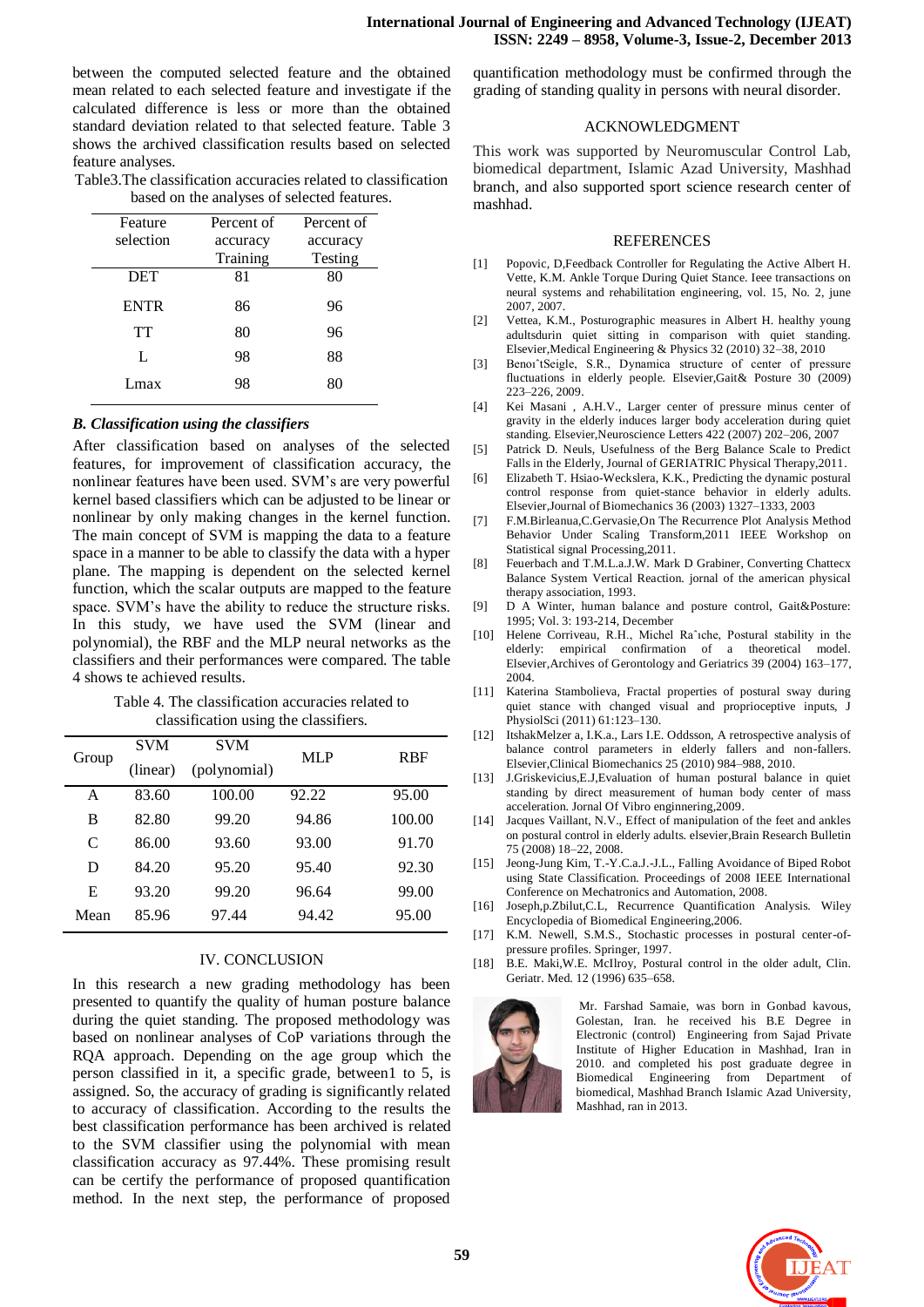between the computed selected feature and the obtained mean related to each selected feature and investigate if the calculated difference is less or more than the obtained standard deviation related to that selected feature. Table 3 shows the archived classification results based on selected feature analyses.

Table3.The classification accuracies related to classification based on the analyses of selected features.

| Feature selection | Percent of accuracy Training | Percent of accuracy Testing |
|---|---|---|
| DET | 81 | 80 |
| ENTR | 86 | 96 |
| TT | 80 | 96 |
| L | 98 | 88 |
| Lmax | 98 | 80 |

### *B. Classification using the classifiers*

After classification based on analyses of the selected features, for improvement of classification accuracy, the nonlinear features have been used. SVM's are very powerful kernel based classifiers which can be adjusted to be linear or nonlinear by only making changes in the kernel function. The main concept of SVM is mapping the data to a feature space in a manner to be able to classify the data with a hyper plane. The mapping is dependent on the selected kernel function, which the scalar outputs are mapped to the feature space. SVM's have the ability to reduce the structure risks. In this study, we have used the SVM (linear and polynomial), the RBF and the MLP neural networks as the classifiers and their performances were compared. The table 4 shows te achieved results.

Table 4. The classification accuracies related to classification using the classifiers.

| Group | SVM (linear) | SVM (polynomial) | MLP | RBF |
|---|---|---|---|---|
| A | 83.60 | 100.00 | 92.22 | 95.00 |
| B | 82.80 | 99.20 | 94.86 | 100.00 |
| C | 86.00 | 93.60 | 93.00 | 91.70 |
| D | 84.20 | 95.20 | 95.40 | 92.30 |
| E | 93.20 | 99.20 | 96.64 | 99.00 |
| Mean | 85.96 | 97.44 | 94.42 | 95.00 |

## IV. CONCLUSION

In this research a new grading methodology has been presented to quantify the quality of human posture balance during the quiet standing. The proposed methodology was based on nonlinear analyses of CoP variations through the RQA approach. Depending on the age group which the person classified in it, a specific grade, between1 to 5, is assigned. So, the accuracy of grading is significantly related to accuracy of classification. According to the results the best classification performance has been archived is related to the SVM classifier using the polynomial with mean classification accuracy as 97.44%. These promising result can be certify the performance of proposed quantification method. In the next step, the performance of proposed quantification methodology must be confirmed through the grading of standing quality in persons with neural disorder.

## ACKNOWLEDGMENT

This work was supported by Neuromuscular Control Lab, biomedical department, Islamic Azad University, Mashhad branch, and also supported sport science research center of mashhad.

## REFERENCES

[1] Popovic, D,Feedback Controller for Regulating the Active Albert H. Vette, K.M. Ankle Torque During Quiet Stance. Ieee transactions on neural systems and rehabilitation engineering, vol. 15, No. 2, june 2007, 2007.

[2] Vettea, K.M., Posturographic measures in Albert H. healthy young adultsdurin quiet sitting in comparison with quiet standing. Elsevier,Medical Engineering & Physics 32 (2010) 32–38, 2010

[3] Benoı̂tSeigle, S.R., Dynamica structure of center of pressure fluctuations in elderly people. Elsevier,Gait& Posture 30 (2009) 223–226, 2009.

[4] Kei Masani , A.H.V., Larger center of pressure minus center of gravity in the elderly induces larger body acceleration during quiet standing. Elsevier,Neuroscience Letters 422 (2007) 202–206, 2007

[5] Patrick D. Neuls, Usefulness of the Berg Balance Scale to Predict Falls in the Elderly, Journal of GERIATRIC Physical Therapy,2011.

[6] Elizabeth T. Hsiao-Wecksler a, K.K., Predicting the dynamic postural control response from quiet-stance behavior in elderly adults. Elsevier,Journal of Biomechanics 36 (2003) 1327–1333, 2003

[7] F.M.Birleanua,C.Gervasie,On The Recurrence Plot Analysis Method Behavior Under Scaling Transform,2011 IEEE Workshop on Statistical signal Processing,2011.

[8] Feuerbach and T.M.L.a.J.W. Mark D Grabiner, Converting Chattecx Balance System Vertical Reaction. jornal of the american physical therapy association, 1993.

[9] D A Winter, human balance and posture control, Gait&Posture: 1995; Vol. 3: 193-214, December

[10] Helene Corriveau, R.H., Michel Raˆıche, Postural stability in the elderly: empirical confirmation of a theoretical model. Elsevier,Archives of Gerontology and Geriatrics 39 (2004) 163–177, 2004.

[11] Katerina Stambolieva, Fractal properties of postural sway during quiet stance with changed visual and proprioceptive inputs, J PhysiolSci (2011) 61:123–130.

[12] ItshakMelzer a, I.K.a., Lars I.E. Oddsson, A retrospective analysis of balance control parameters in elderly fallers and non-fallers. Elsevier,Clinical Biomechanics 25 (2010) 984–988, 2010.

[13] J.Griskevicius,E.J,Evaluation of human postural balance in quiet standing by direct measurement of human body center of mass acceleration. Jornal Of Vibro enginnering,2009.

[14] Jacques Vaillant, N.V., Effect of manipulation of the feet and ankles on postural control in elderly adults. elsevier,Brain Research Bulletin 75 (2008) 18–22, 2008.

[15] Jeong-Jung Kim, T.-Y.C.a.J.-J.L., Falling Avoidance of Biped Robot using State Classification. Proceedings of 2008 IEEE International Conference on Mechatronics and Automation, 2008.

[16] Joseph,p.Zbilut,C.L, Recurrence Quantification Analysis. Wiley Encyclopedia of Biomedical Engineering,2006.

[17] K.M. Newell, S.M.S., Stochastic processes in postural center-of-pressure profiles. Springer, 1997.

[18] B.E. Maki,W.E. McIlroy, Postural control in the older adult, Clin. Geriatr. Med. 12 (1996) 635–658.

Mr. Farshad Samaie, was born in Gonbad kavous, Golestan, Iran. he received his B.E Degree in Electronic (control) Engineering from Sajad Private Institute of Higher Education in Mashhad, Iran in 2010. and completed his post graduate degree in Biomedical Engineering from Department of biomedical, Mashhad Branch Islamic Azad University, Mashhad, ran in 2013.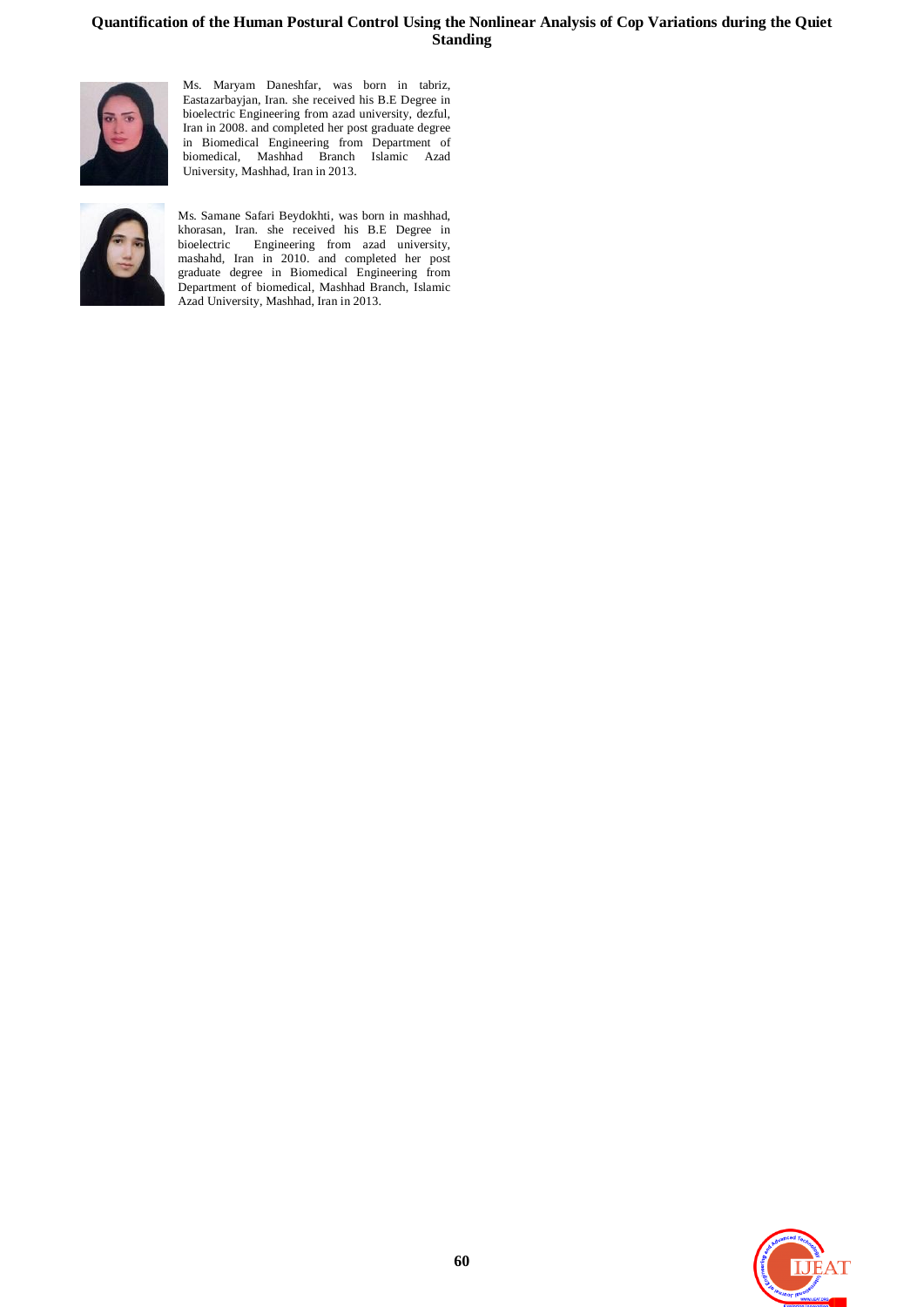Ms. Maryam Daneshfar, was born in tabriz, Eastazarbayjan, Iran. she received his B.E Degree in bioelectric Engineering from azad university, dezful, Iran in 2008. and completed her post graduate degree in Biomedical Engineering from Department of biomedical, Mashhad Branch Islamic Azad University, Mashhad, Iran in 2013.

Ms. Samane Safari Beydokhti, was born in mashhad, khorasan, Iran. she received his B.E Degree in bioelectric Engineering from azad university, mashahd, Iran in 2010. and completed her post graduate degree in Biomedical Engineering from Department of biomedical, Mashhad Branch, Islamic Azad University, Mashhad, Iran in 2013.